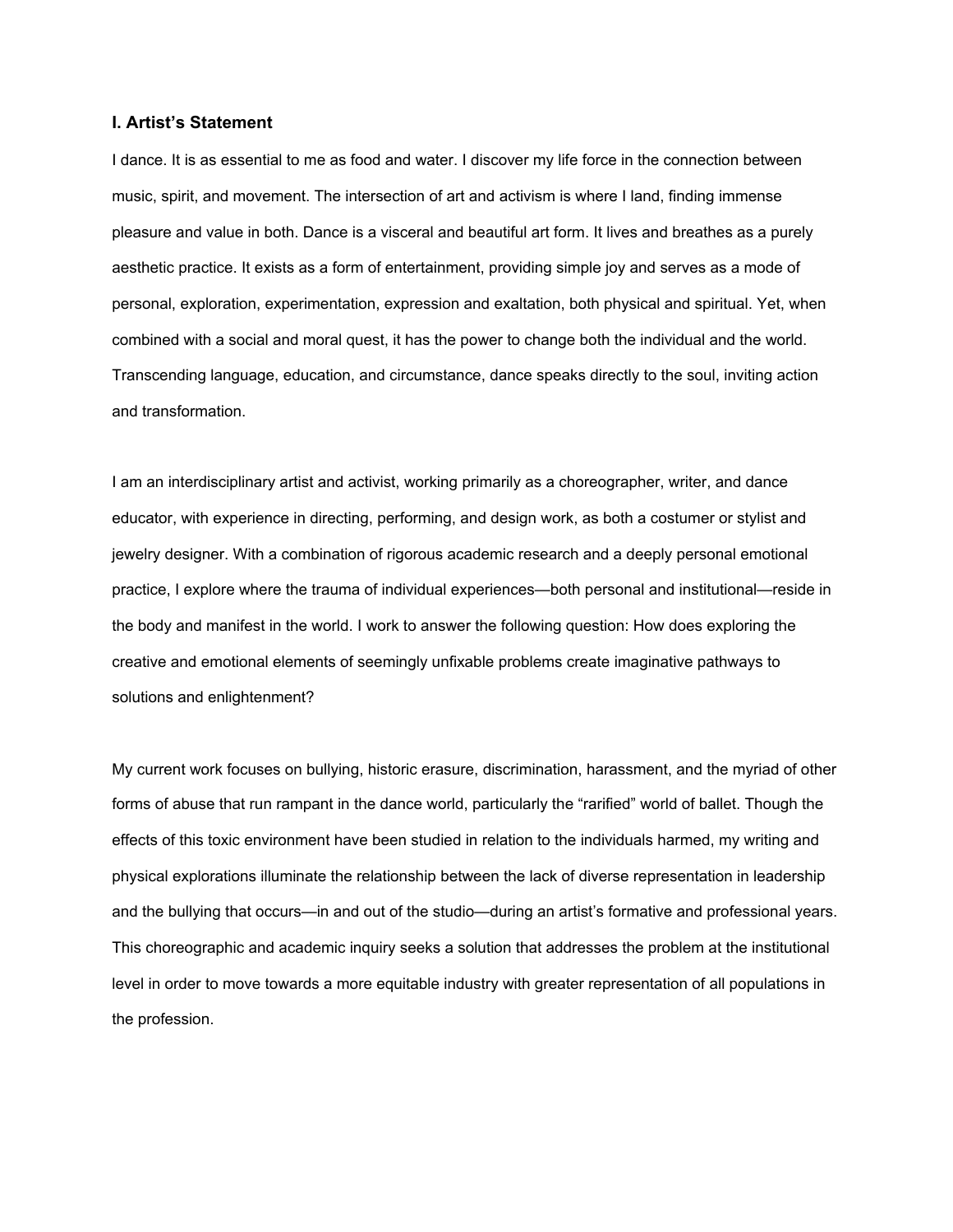## I. Artist's Statement

I dance. It is as essential to me as food and water. I discover my life force in the connection between music, spirit, and movement. The intersection of art and activism is where I land, finding immense pleasure and value in both. Dance is a visceral and beautiful art form. It lives and breathes as a purely aesthetic practice. It exists as a form of entertainment, providing simple joy and serves as a mode of personal, exploration, experimentation, expression and exaltation, both physical and spiritual. Yet, when combined with a social and moral quest, it has the power to change both the individual and the world. Transcending language, education, and circumstance, dance speaks directly to the soul, inviting action and transformation.

I am an interdisciplinary artist and activist, working primarily as a choreographer, writer, and dance educator, with experience in directing, performing, and design work, as both a costumer or stylist and jewelry designer. With a combination of rigorous academic research and a deeply personal emotional practice, I explore where the trauma of individual experiences—both personal and institutional—reside in the body and manifest in the world. I work to answer the following question: How does exploring the creative and emotional elements of seemingly unfixable problems create imaginative pathways to solutions and enlightenment?

My current work focuses on bullying, historic erasure, discrimination, harassment, and the myriad of other forms of abuse that run rampant in the dance world, particularly the "rarified" world of ballet. Though the effects of this toxic environment have been studied in relation to the individuals harmed, my writing and physical explorations illuminate the relationship between the lack of diverse representation in leadership and the bullying that occurs—in and out of the studio—during an artist's formative and professional years. This choreographic and academic inquiry seeks a solution that addresses the problem at the institutional level in order to move towards a more equitable industry with greater representation of all populations in the profession.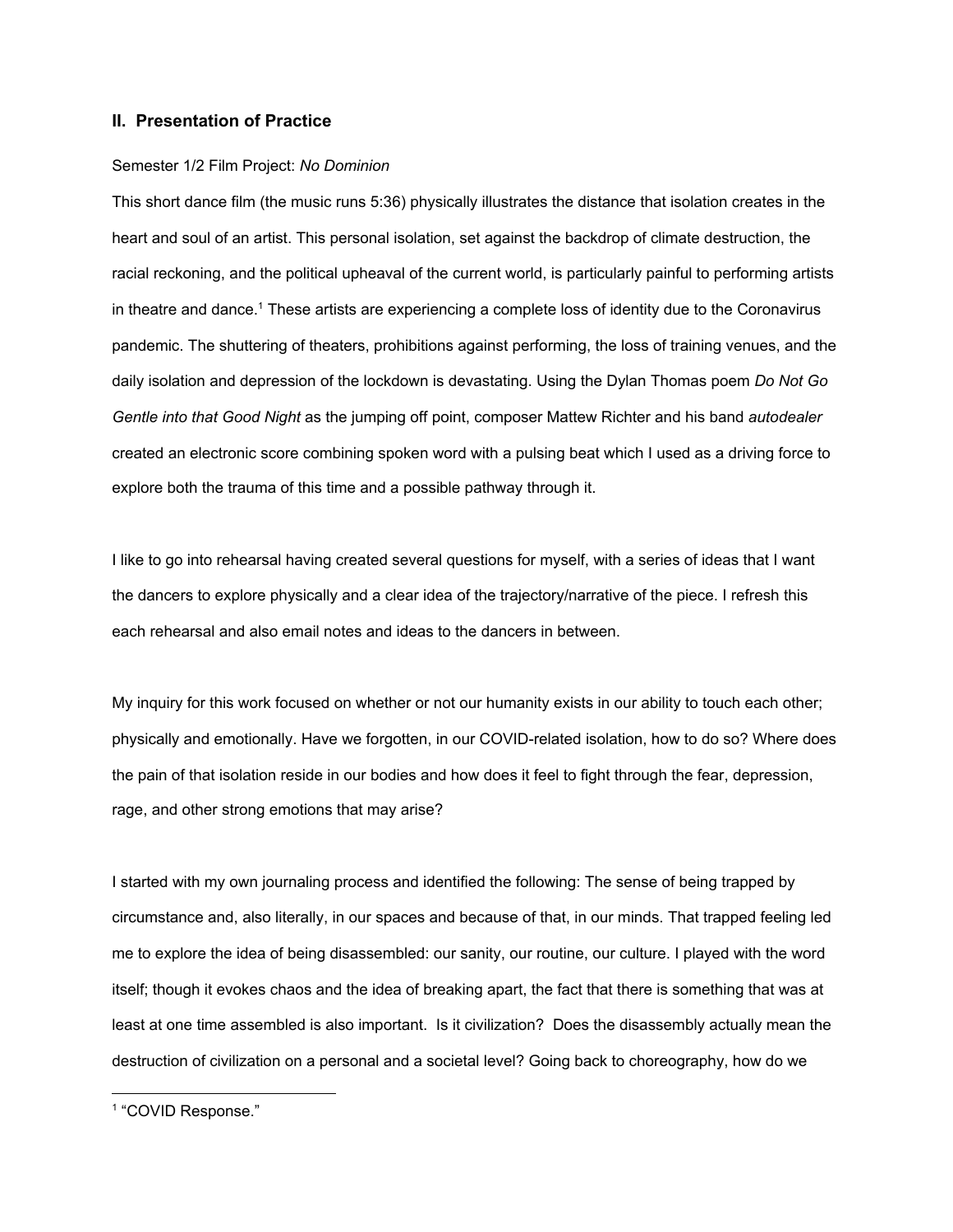## II. Presentation of Practice

Semester 1/2 Film Project: *No Dominion*

This short dance film (the music runs 5:36) physically illustrates the distance that isolation creates in the heart and soul of an artist. This personal isolation, set against the backdrop of climate destruction, the racial reckoning, and the political upheaval of the current world, is particularly painful to performing artists in theatre and dance.[1] These artists are experiencing a complete loss of identity due to the Coronavirus pandemic. The shuttering of theaters, prohibitions against performing, the loss of training venues, and the daily isolation and depression of the lockdown is devastating. Using the Dylan Thomas poem *Do Not Go Gentle into that Good Night* as the jumping off point, composer Mattew Richter and his band *autodealer* created an electronic score combining spoken word with a pulsing beat which I used as a driving force to explore both the trauma of this time and a possible pathway through it.

I like to go into rehearsal having created several questions for myself, with a series of ideas that I want the dancers to explore physically and a clear idea of the trajectory/narrative of the piece. I refresh this each rehearsal and also email notes and ideas to the dancers in between.

My inquiry for this work focused on whether or not our humanity exists in our ability to touch each other; physically and emotionally. Have we forgotten, in our COVID-related isolation, how to do so? Where does the pain of that isolation reside in our bodies and how does it feel to fight through the fear, depression, rage, and other strong emotions that may arise?

I started with my own journaling process and identified the following: The sense of being trapped by circumstance and, also literally, in our spaces and because of that, in our minds. That trapped feeling led me to explore the idea of being disassembled: our sanity, our routine, our culture. I played with the word itself; though it evokes chaos and the idea of breaking apart, the fact that there is something that was at least at one time assembled is also important. Is it civilization? Does the disassembly actually mean the destruction of civilization on a personal and a societal level? Going back to choreography, how do we

---

[1] "COVID Response."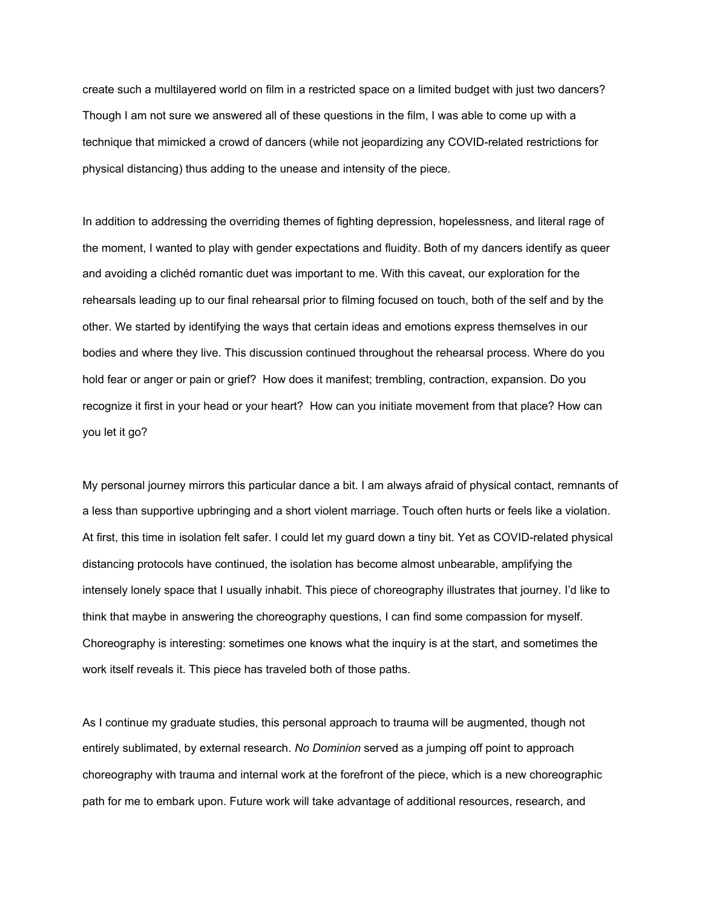create such a multilayered world on film in a restricted space on a limited budget with just two dancers? Though I am not sure we answered all of these questions in the film, I was able to come up with a technique that mimicked a crowd of dancers (while not jeopardizing any COVID-related restrictions for physical distancing) thus adding to the unease and intensity of the piece.

In addition to addressing the overriding themes of fighting depression, hopelessness, and literal rage of the moment, I wanted to play with gender expectations and fluidity. Both of my dancers identify as queer and avoiding a clichéd romantic duet was important to me. With this caveat, our exploration for the rehearsals leading up to our final rehearsal prior to filming focused on touch, both of the self and by the other. We started by identifying the ways that certain ideas and emotions express themselves in our bodies and where they live. This discussion continued throughout the rehearsal process. Where do you hold fear or anger or pain or grief? How does it manifest; trembling, contraction, expansion. Do you recognize it first in your head or your heart? How can you initiate movement from that place? How can you let it go?

My personal journey mirrors this particular dance a bit. I am always afraid of physical contact, remnants of a less than supportive upbringing and a short violent marriage. Touch often hurts or feels like a violation. At first, this time in isolation felt safer. I could let my guard down a tiny bit. Yet as COVID-related physical distancing protocols have continued, the isolation has become almost unbearable, amplifying the intensely lonely space that I usually inhabit. This piece of choreography illustrates that journey. I'd like to think that maybe in answering the choreography questions, I can find some compassion for myself. Choreography is interesting: sometimes one knows what the inquiry is at the start, and sometimes the work itself reveals it. This piece has traveled both of those paths.

As I continue my graduate studies, this personal approach to trauma will be augmented, though not entirely sublimated, by external research. *No Dominion* served as a jumping off point to approach choreography with trauma and internal work at the forefront of the piece, which is a new choreographic path for me to embark upon. Future work will take advantage of additional resources, research, and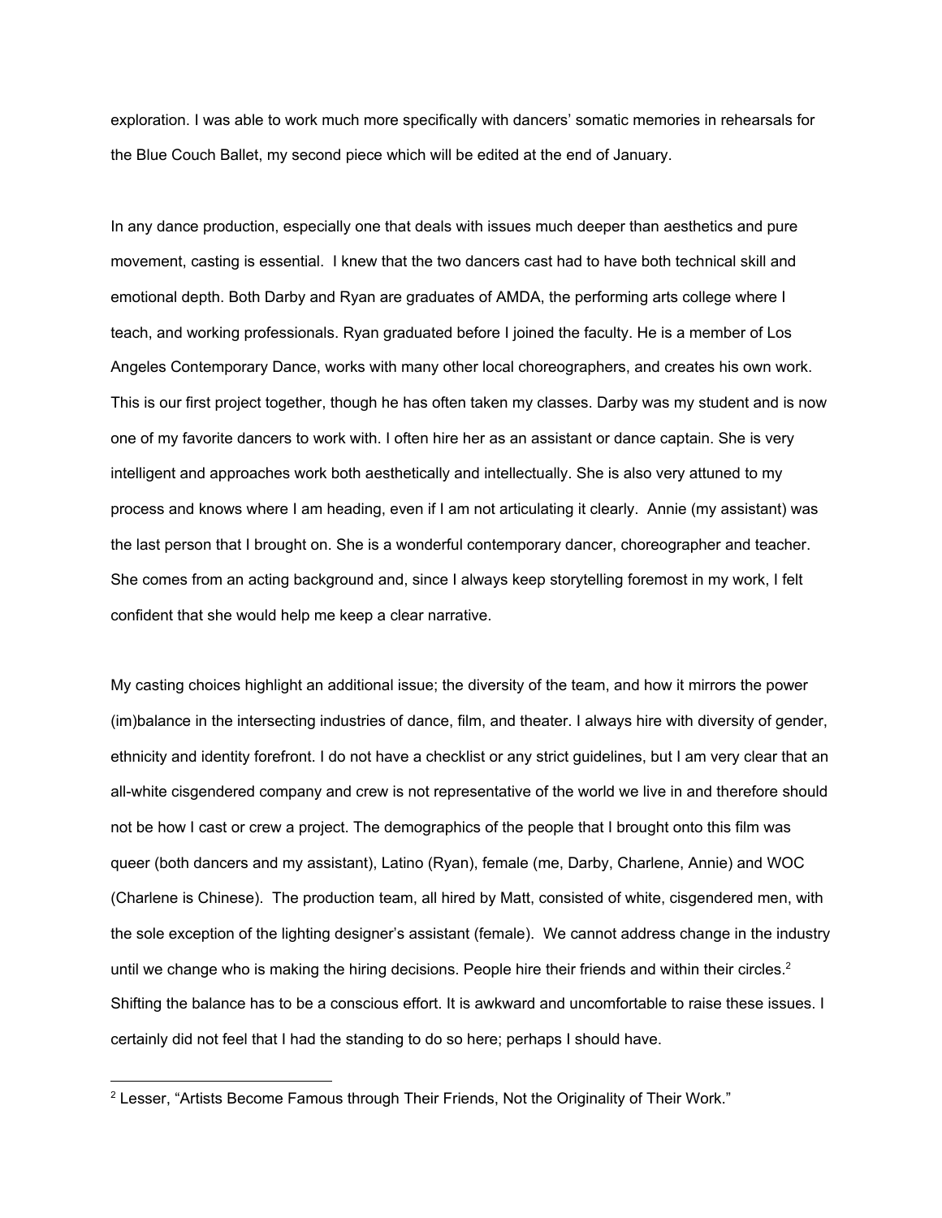exploration. I was able to work much more specifically with dancers' somatic memories in rehearsals for the Blue Couch Ballet, my second piece which will be edited at the end of January.

In any dance production, especially one that deals with issues much deeper than aesthetics and pure movement, casting is essential. I knew that the two dancers cast had to have both technical skill and emotional depth. Both Darby and Ryan are graduates of AMDA, the performing arts college where I teach, and working professionals. Ryan graduated before I joined the faculty. He is a member of Los Angeles Contemporary Dance, works with many other local choreographers, and creates his own work. This is our first project together, though he has often taken my classes. Darby was my student and is now one of my favorite dancers to work with. I often hire her as an assistant or dance captain. She is very intelligent and approaches work both aesthetically and intellectually. She is also very attuned to my process and knows where I am heading, even if I am not articulating it clearly. Annie (my assistant) was the last person that I brought on. She is a wonderful contemporary dancer, choreographer and teacher. She comes from an acting background and, since I always keep storytelling foremost in my work, I felt confident that she would help me keep a clear narrative.

My casting choices highlight an additional issue; the diversity of the team, and how it mirrors the power (im)balance in the intersecting industries of dance, film, and theater. I always hire with diversity of gender, ethnicity and identity forefront. I do not have a checklist or any strict guidelines, but I am very clear that an all-white cisgendered company and crew is not representative of the world we live in and therefore should not be how I cast or crew a project. The demographics of the people that I brought onto this film was queer (both dancers and my assistant), Latino (Ryan), female (me, Darby, Charlene, Annie) and WOC (Charlene is Chinese). The production team, all hired by Matt, consisted of white, cisgendered men, with the sole exception of the lighting designer's assistant (female). We cannot address change in the industry until we change who is making the hiring decisions. People hire their friends and within their circles.[2] Shifting the balance has to be a conscious effort. It is awkward and uncomfortable to raise these issues. I certainly did not feel that I had the standing to do so here; perhaps I should have.

---

[2] Lesser, "Artists Become Famous through Their Friends, Not the Originality of Their Work."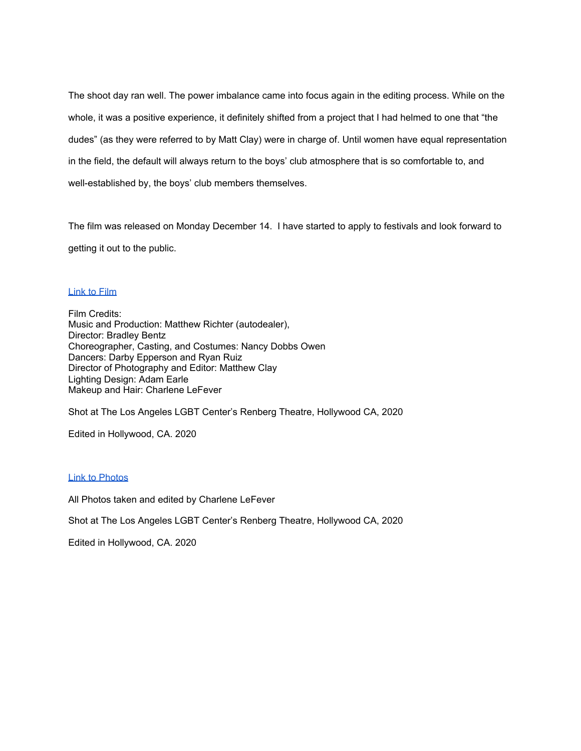The shoot day ran well. The power imbalance came into focus again in the editing process. While on the whole, it was a positive experience, it definitely shifted from a project that I had helmed to one that "the dudes" (as they were referred to by Matt Clay) were in charge of. Until women have equal representation in the field, the default will always return to the boys' club atmosphere that is so comfortable to, and well-established by, the boys' club members themselves.

The film was released on Monday December 14. I have started to apply to festivals and look forward to getting it out to the public.

Link to Film

Film Credits:
Music and Production: Matthew Richter (autodealer),
Director: Bradley Bentz
Choreographer, Casting, and Costumes: Nancy Dobbs Owen
Dancers: Darby Epperson and Ryan Ruiz
Director of Photography and Editor: Matthew Clay
Lighting Design: Adam Earle
Makeup and Hair: Charlene LeFever

Shot at The Los Angeles LGBT Center's Renberg Theatre, Hollywood CA, 2020

Edited in Hollywood, CA. 2020

Link to Photos

All Photos taken and edited by Charlene LeFever

Shot at The Los Angeles LGBT Center's Renberg Theatre, Hollywood CA, 2020

Edited in Hollywood, CA. 2020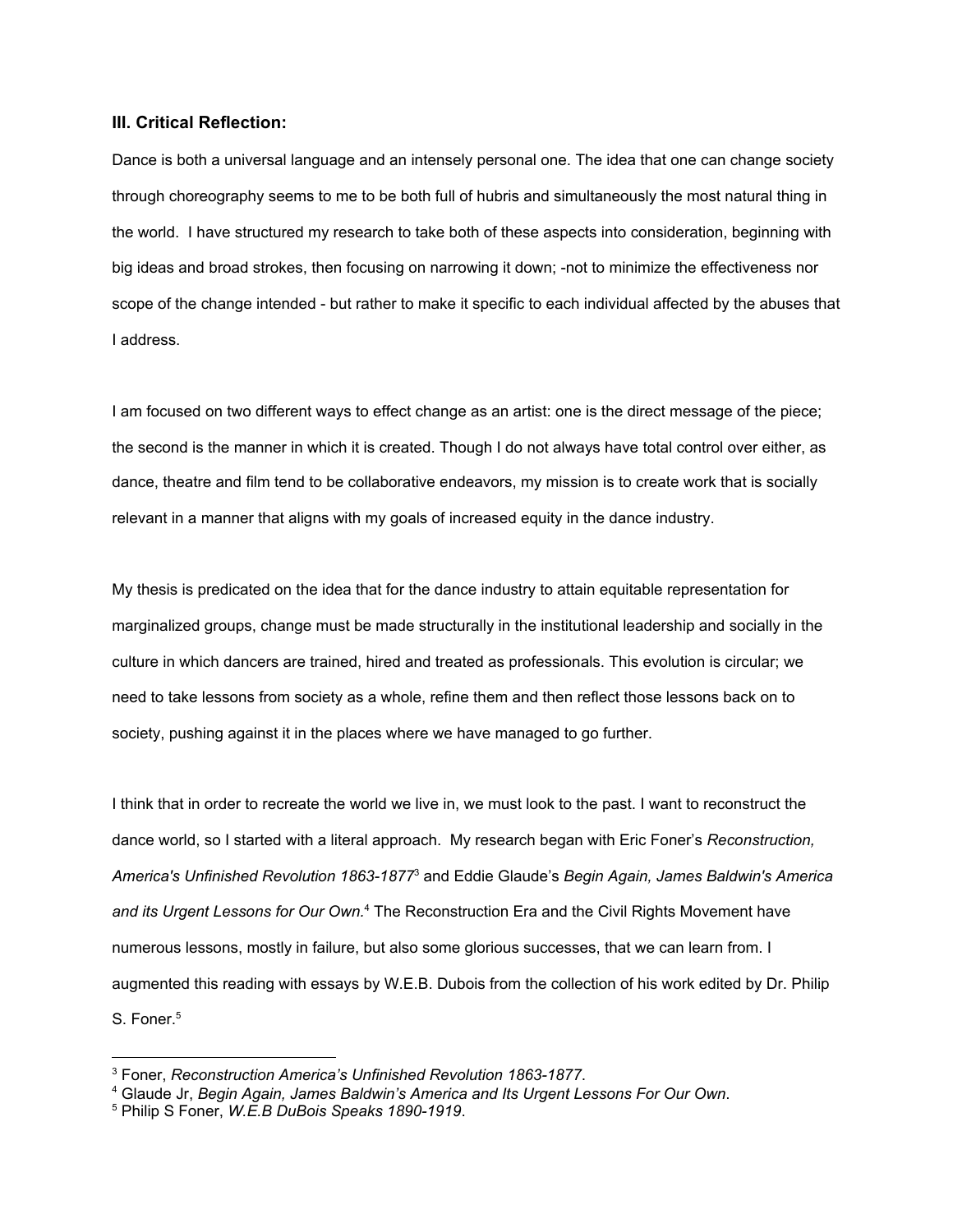### III. Critical Reflection:

Dance is both a universal language and an intensely personal one. The idea that one can change society through choreography seems to me to be both full of hubris and simultaneously the most natural thing in the world. I have structured my research to take both of these aspects into consideration, beginning with big ideas and broad strokes, then focusing on narrowing it down; -not to minimize the effectiveness nor scope of the change intended - but rather to make it specific to each individual affected by the abuses that I address.

I am focused on two different ways to effect change as an artist: one is the direct message of the piece; the second is the manner in which it is created. Though I do not always have total control over either, as dance, theatre and film tend to be collaborative endeavors, my mission is to create work that is socially relevant in a manner that aligns with my goals of increased equity in the dance industry.

My thesis is predicated on the idea that for the dance industry to attain equitable representation for marginalized groups, change must be made structurally in the institutional leadership and socially in the culture in which dancers are trained, hired and treated as professionals. This evolution is circular; we need to take lessons from society as a whole, refine them and then reflect those lessons back on to society, pushing against it in the places where we have managed to go further.

I think that in order to recreate the world we live in, we must look to the past. I want to reconstruct the dance world, so I started with a literal approach. My research began with Eric Foner's *Reconstruction, America's Unfinished Revolution 1863-1877*[3] and Eddie Glaude's *Begin Again, James Baldwin's America and its Urgent Lessons for Our Own.*[4] The Reconstruction Era and the Civil Rights Movement have numerous lessons, mostly in failure, but also some glorious successes, that we can learn from. I augmented this reading with essays by W.E.B. Dubois from the collection of his work edited by Dr. Philip S. Foner.[5]

---

[3] Foner, *Reconstruction America's Unfinished Revolution 1863-1877*.

[4] Glaude Jr, *Begin Again, James Baldwin's America and Its Urgent Lessons For Our Own*.

[5] Philip S Foner, *W.E.B DuBois Speaks 1890-1919*.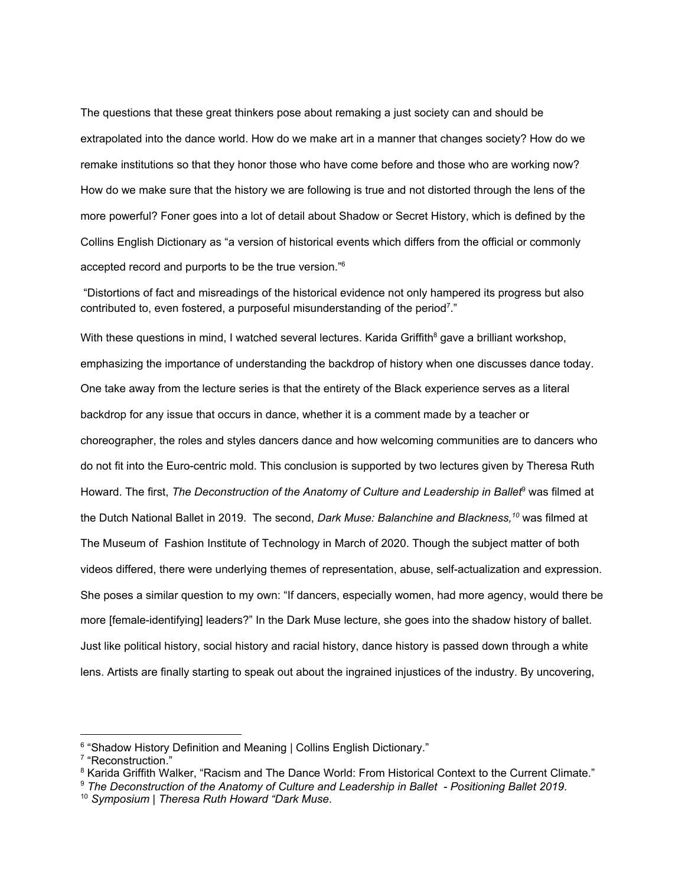The questions that these great thinkers pose about remaking a just society can and should be extrapolated into the dance world. How do we make art in a manner that changes society? How do we remake institutions so that they honor those who have come before and those who are working now? How do we make sure that the history we are following is true and not distorted through the lens of the more powerful? Foner goes into a lot of detail about Shadow or Secret History, which is defined by the Collins English Dictionary as "a version of historical events which differs from the official or commonly accepted record and purports to be the true version."[6]

"Distortions of fact and misreadings of the historical evidence not only hampered its progress but also contributed to, even fostered, a purposeful misunderstanding of the period[7]."

With these questions in mind, I watched several lectures. Karida Griffith[8] gave a brilliant workshop, emphasizing the importance of understanding the backdrop of history when one discusses dance today. One take away from the lecture series is that the entirety of the Black experience serves as a literal backdrop for any issue that occurs in dance, whether it is a comment made by a teacher or choreographer, the roles and styles dancers dance and how welcoming communities are to dancers who do not fit into the Euro-centric mold. This conclusion is supported by two lectures given by Theresa Ruth Howard. The first, *The Deconstruction of the Anatomy of Culture and Leadership in Ballet*[9] was filmed at the Dutch National Ballet in 2019. The second, *Dark Muse: Balanchine and Blackness,*[10] was filmed at The Museum of Fashion Institute of Technology in March of 2020. Though the subject matter of both videos differed, there were underlying themes of representation, abuse, self-actualization and expression. She poses a similar question to my own: "If dancers, especially women, had more agency, would there be more [female-identifying] leaders?" In the Dark Muse lecture, she goes into the shadow history of ballet. Just like political history, social history and racial history, dance history is passed down through a white lens. Artists are finally starting to speak out about the ingrained injustices of the industry. By uncovering,

---

[6] "Shadow History Definition and Meaning | Collins English Dictionary."

[7] "Reconstruction."

[8] Karida Griffith Walker, "Racism and The Dance World: From Historical Context to the Current Climate."

[9] *The Deconstruction of the Anatomy of Culture and Leadership in Ballet - Positioning Ballet 2019*.

[10] *Symposium | Theresa Ruth Howard "Dark Muse*.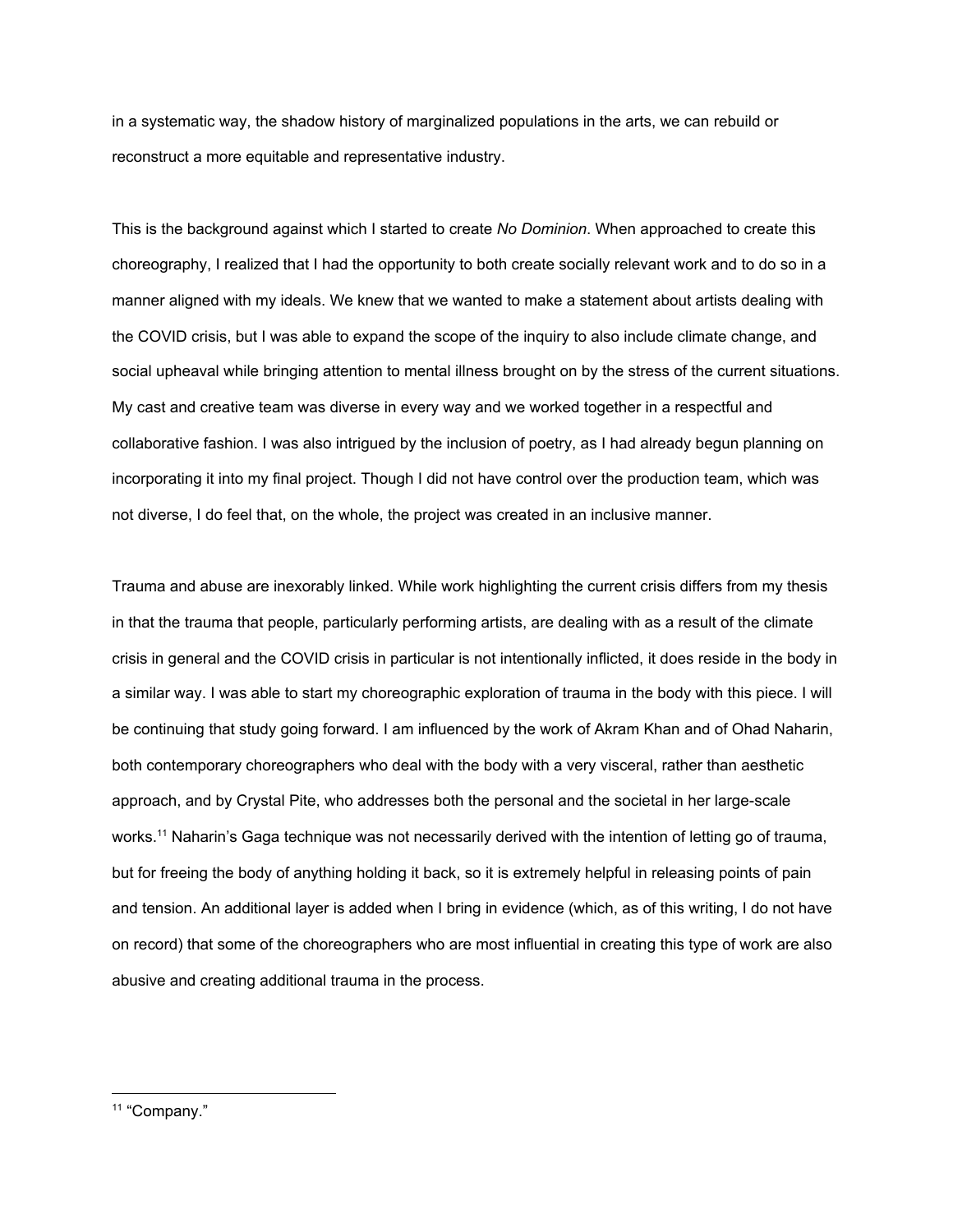in a systematic way, the shadow history of marginalized populations in the arts, we can rebuild or reconstruct a more equitable and representative industry.

This is the background against which I started to create *No Dominion*. When approached to create this choreography, I realized that I had the opportunity to both create socially relevant work and to do so in a manner aligned with my ideals. We knew that we wanted to make a statement about artists dealing with the COVID crisis, but I was able to expand the scope of the inquiry to also include climate change, and social upheaval while bringing attention to mental illness brought on by the stress of the current situations. My cast and creative team was diverse in every way and we worked together in a respectful and collaborative fashion. I was also intrigued by the inclusion of poetry, as I had already begun planning on incorporating it into my final project. Though I did not have control over the production team, which was not diverse, I do feel that, on the whole, the project was created in an inclusive manner.

Trauma and abuse are inexorably linked. While work highlighting the current crisis differs from my thesis in that the trauma that people, particularly performing artists, are dealing with as a result of the climate crisis in general and the COVID crisis in particular is not intentionally inflicted, it does reside in the body in a similar way. I was able to start my choreographic exploration of trauma in the body with this piece. I will be continuing that study going forward. I am influenced by the work of Akram Khan and of Ohad Naharin, both contemporary choreographers who deal with the body with a very visceral, rather than aesthetic approach, and by Crystal Pite, who addresses both the personal and the societal in her large-scale works.[11] Naharin's Gaga technique was not necessarily derived with the intention of letting go of trauma, but for freeing the body of anything holding it back, so it is extremely helpful in releasing points of pain and tension. An additional layer is added when I bring in evidence (which, as of this writing, I do not have on record) that some of the choreographers who are most influential in creating this type of work are also abusive and creating additional trauma in the process.

[11] "Company."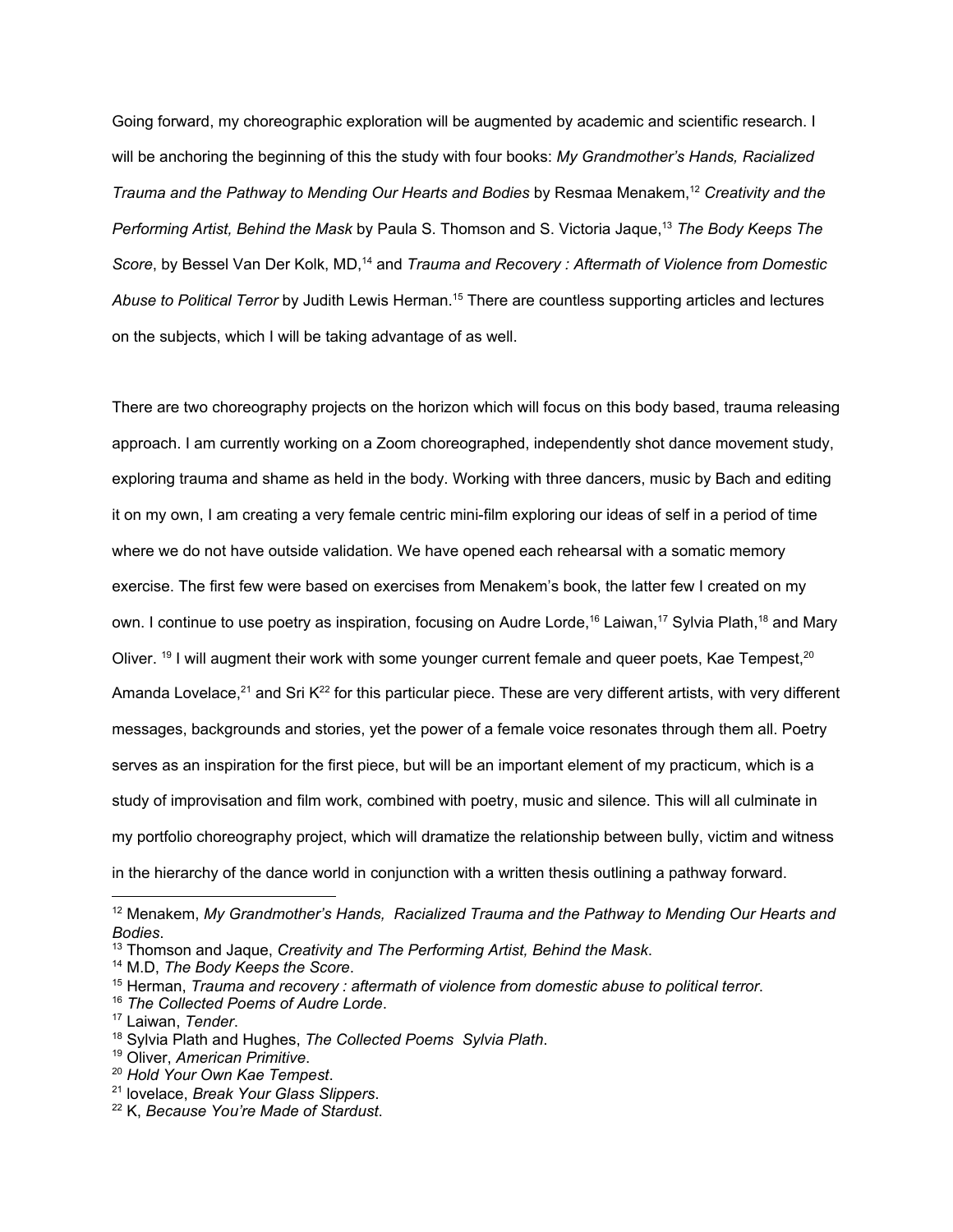Going forward, my choreographic exploration will be augmented by academic and scientific research. I will be anchoring the beginning of this the study with four books: *My Grandmother's Hands, Racialized Trauma and the Pathway to Mending Our Hearts and Bodies* by Resmaa Menakem,[12] *Creativity and the Performing Artist, Behind the Mask* by Paula S. Thomson and S. Victoria Jaque,[13] *The Body Keeps The Score*, by Bessel Van Der Kolk, MD,[14] and *Trauma and Recovery : Aftermath of Violence from Domestic Abuse to Political Terror* by Judith Lewis Herman.[15] There are countless supporting articles and lectures on the subjects, which I will be taking advantage of as well.

There are two choreography projects on the horizon which will focus on this body based, trauma releasing approach. I am currently working on a Zoom choreographed, independently shot dance movement study, exploring trauma and shame as held in the body. Working with three dancers, music by Bach and editing it on my own, I am creating a very female centric mini-film exploring our ideas of self in a period of time where we do not have outside validation. We have opened each rehearsal with a somatic memory exercise. The first few were based on exercises from Menakem's book, the latter few I created on my own. I continue to use poetry as inspiration, focusing on Audre Lorde,[16] Laiwan,[17] Sylvia Plath,[18] and Mary Oliver. [19] I will augment their work with some younger current female and queer poets, Kae Tempest,[20] Amanda Lovelace,[21] and Sri K[22] for this particular piece. These are very different artists, with very different messages, backgrounds and stories, yet the power of a female voice resonates through them all. Poetry serves as an inspiration for the first piece, but will be an important element of my practicum, which is a study of improvisation and film work, combined with poetry, music and silence. This will all culminate in my portfolio choreography project, which will dramatize the relationship between bully, victim and witness in the hierarchy of the dance world in conjunction with a written thesis outlining a pathway forward.

---

[12] Menakem, *My Grandmother's Hands, Racialized Trauma and the Pathway to Mending Our Hearts and Bodies*.
[13] Thomson and Jaque, *Creativity and The Performing Artist, Behind the Mask*.
[14] M.D, *The Body Keeps the Score*.
[15] Herman, *Trauma and recovery : aftermath of violence from domestic abuse to political terror*.
[16] *The Collected Poems of Audre Lorde*.
[17] Laiwan, *Tender*.
[18] Sylvia Plath and Hughes, *The Collected Poems Sylvia Plath*.
[19] Oliver, *American Primitive*.
[20] *Hold Your Own Kae Tempest*.
[21] lovelace, *Break Your Glass Slippers*.
[22] K, *Because You're Made of Stardust*.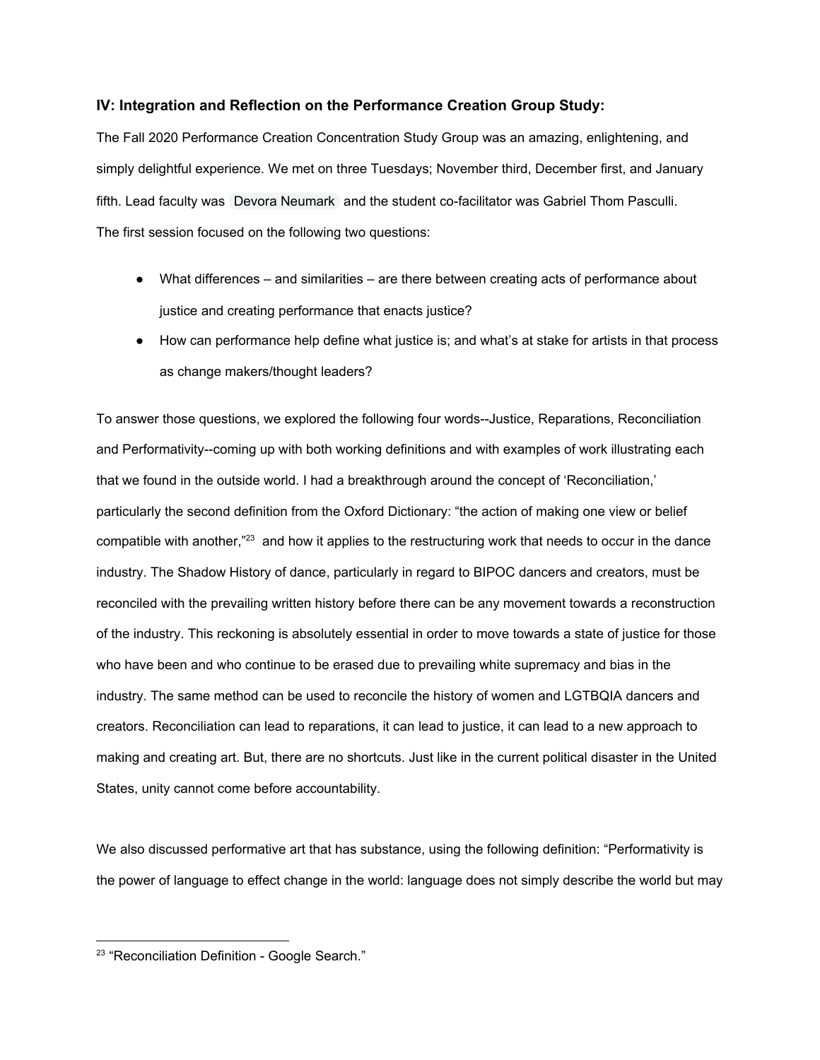### IV: Integration and Reflection on the Performance Creation Group Study:

The Fall 2020 Performance Creation Concentration Study Group was an amazing, enlightening, and simply delightful experience. We met on three Tuesdays; November third, December first, and January fifth. Lead faculty was Devora Neumark and the student co-facilitator was Gabriel Thom Pasculli. The first session focused on the following two questions:

- What differences – and similarities – are there between creating acts of performance about justice and creating performance that enacts justice?
- How can performance help define what justice is; and what's at stake for artists in that process as change makers/thought leaders?

To answer those questions, we explored the following four words--Justice, Reparations, Reconciliation and Performativity--coming up with both working definitions and with examples of work illustrating each that we found in the outside world. I had a breakthrough around the concept of 'Reconciliation,' particularly the second definition from the Oxford Dictionary: "the action of making one view or belief compatible with another,"[23] and how it applies to the restructuring work that needs to occur in the dance industry. The Shadow History of dance, particularly in regard to BIPOC dancers and creators, must be reconciled with the prevailing written history before there can be any movement towards a reconstruction of the industry. This reckoning is absolutely essential in order to move towards a state of justice for those who have been and who continue to be erased due to prevailing white supremacy and bias in the industry. The same method can be used to reconcile the history of women and LGTBQIA dancers and creators. Reconciliation can lead to reparations, it can lead to justice, it can lead to a new approach to making and creating art. But, there are no shortcuts. Just like in the current political disaster in the United States, unity cannot come before accountability.

We also discussed performative art that has substance, using the following definition: "Performativity is the power of language to effect change in the world: language does not simply describe the world but may

---

[23] "Reconciliation Definition - Google Search."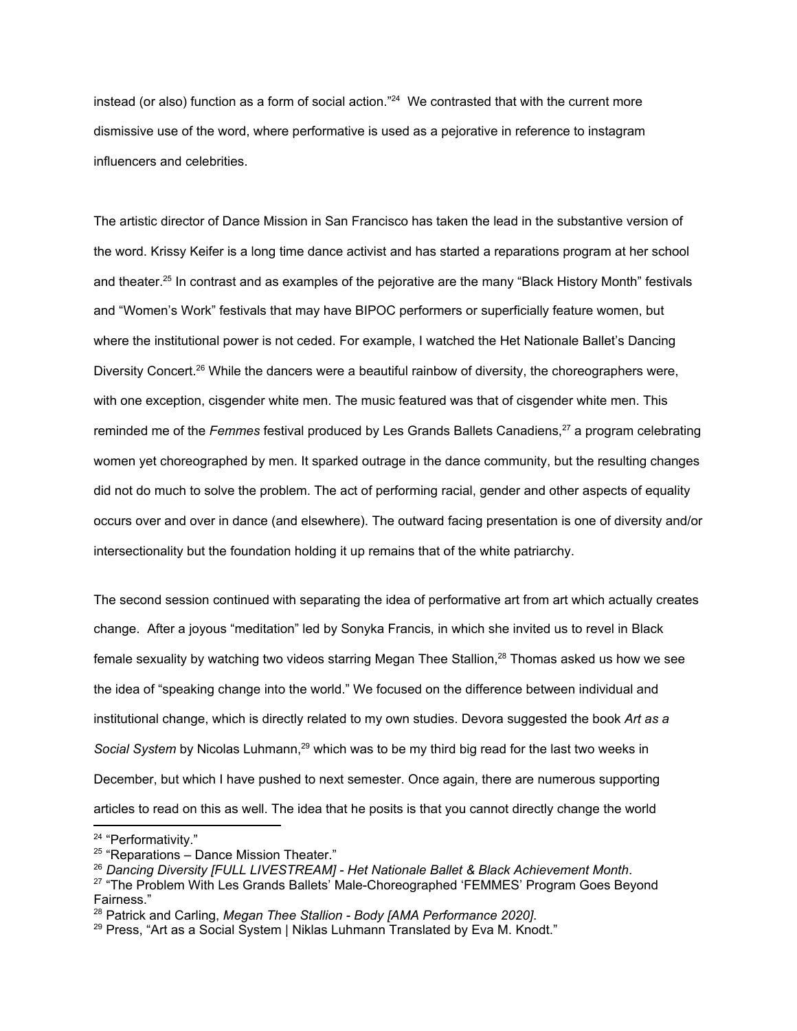instead (or also) function as a form of social action."[24] We contrasted that with the current more dismissive use of the word, where performative is used as a pejorative in reference to instagram influencers and celebrities.

The artistic director of Dance Mission in San Francisco has taken the lead in the substantive version of the word. Krissy Keifer is a long time dance activist and has started a reparations program at her school and theater.[25] In contrast and as examples of the pejorative are the many "Black History Month" festivals and "Women's Work" festivals that may have BIPOC performers or superficially feature women, but where the institutional power is not ceded. For example, I watched the Het Nationale Ballet's Dancing Diversity Concert.[26] While the dancers were a beautiful rainbow of diversity, the choreographers were, with one exception, cisgender white men. The music featured was that of cisgender white men. This reminded me of the *Femmes* festival produced by Les Grands Ballets Canadiens,[27] a program celebrating women yet choreographed by men. It sparked outrage in the dance community, but the resulting changes did not do much to solve the problem. The act of performing racial, gender and other aspects of equality occurs over and over in dance (and elsewhere). The outward facing presentation is one of diversity and/or intersectionality but the foundation holding it up remains that of the white patriarchy.

The second session continued with separating the idea of performative art from art which actually creates change. After a joyous "meditation" led by Sonyka Francis, in which she invited us to revel in Black female sexuality by watching two videos starring Megan Thee Stallion,[28] Thomas asked us how we see the idea of "speaking change into the world." We focused on the difference between individual and institutional change, which is directly related to my own studies. Devora suggested the book *Art as a Social System* by Nicolas Luhmann,[29] which was to be my third big read for the last two weeks in December, but which I have pushed to next semester. Once again, there are numerous supporting articles to read on this as well. The idea that he posits is that you cannot directly change the world

---

[24] "Performativity."

[25] "Reparations – Dance Mission Theater."

[26] *Dancing Diversity [FULL LIVESTREAM] - Het Nationale Ballet & Black Achievement Month*.

[27] "The Problem With Les Grands Ballets' Male-Choreographed 'FEMMES' Program Goes Beyond Fairness."

[28] Patrick and Carling, *Megan Thee Stallion - Body [AMA Performance 2020]*.

[29] Press, "Art as a Social System | Niklas Luhmann Translated by Eva M. Knodt."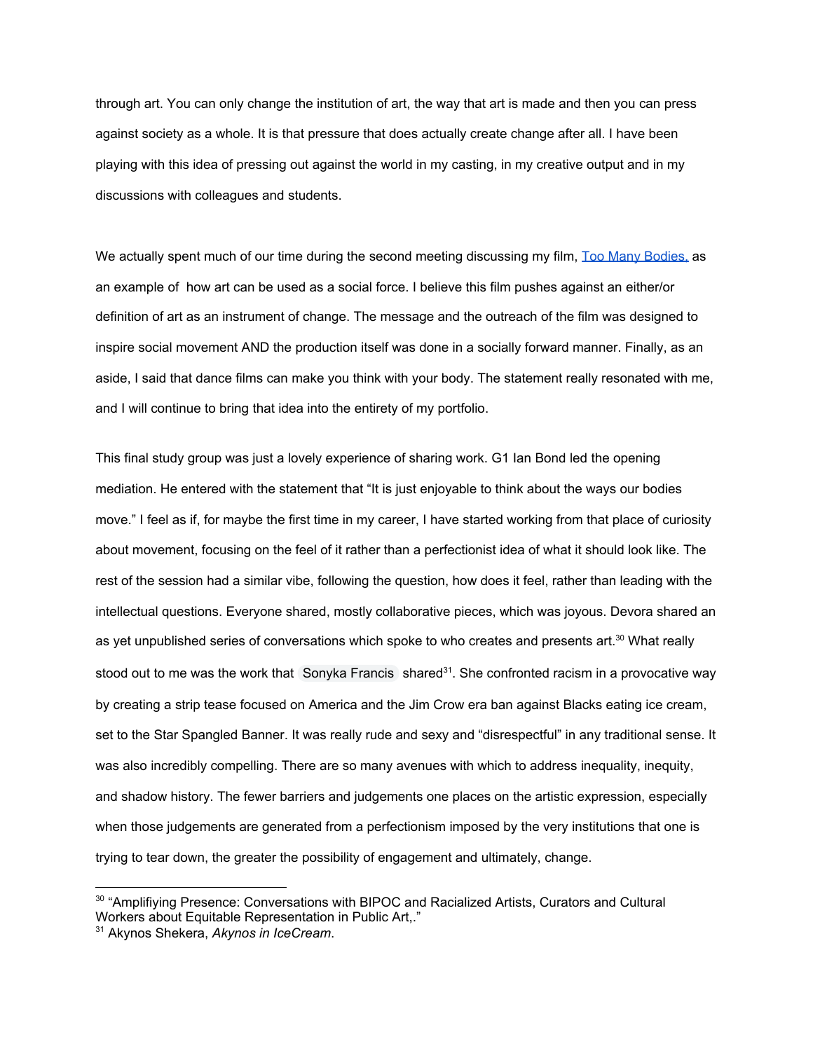through art. You can only change the institution of art, the way that art is made and then you can press against society as a whole. It is that pressure that does actually create change after all. I have been playing with this idea of pressing out against the world in my casting, in my creative output and in my discussions with colleagues and students.

We actually spent much of our time during the second meeting discussing my film, [Too Many Bodies,]() as an example of how art can be used as a social force. I believe this film pushes against an either/or definition of art as an instrument of change. The message and the outreach of the film was designed to inspire social movement AND the production itself was done in a socially forward manner. Finally, as an aside, I said that dance films can make you think with your body. The statement really resonated with me, and I will continue to bring that idea into the entirety of my portfolio.

This final study group was just a lovely experience of sharing work. G1 Ian Bond led the opening mediation. He entered with the statement that "It is just enjoyable to think about the ways our bodies move." I feel as if, for maybe the first time in my career, I have started working from that place of curiosity about movement, focusing on the feel of it rather than a perfectionist idea of what it should look like. The rest of the session had a similar vibe, following the question, how does it feel, rather than leading with the intellectual questions. Everyone shared, mostly collaborative pieces, which was joyous. Devora shared an as yet unpublished series of conversations which spoke to who creates and presents art.[30] What really stood out to me was the work that Sonyka Francis shared[31]. She confronted racism in a provocative way by creating a strip tease focused on America and the Jim Crow era ban against Blacks eating ice cream, set to the Star Spangled Banner. It was really rude and sexy and "disrespectful" in any traditional sense. It was also incredibly compelling. There are so many avenues with which to address inequality, inequity, and shadow history. The fewer barriers and judgements one places on the artistic expression, especially when those judgements are generated from a perfectionism imposed by the very institutions that one is trying to tear down, the greater the possibility of engagement and ultimately, change.

---

[30] "Amplifiying Presence: Conversations with BIPOC and Racialized Artists, Curators and Cultural Workers about Equitable Representation in Public Art,."

[31] Akynos Shekera, *Akynos in IceCream*.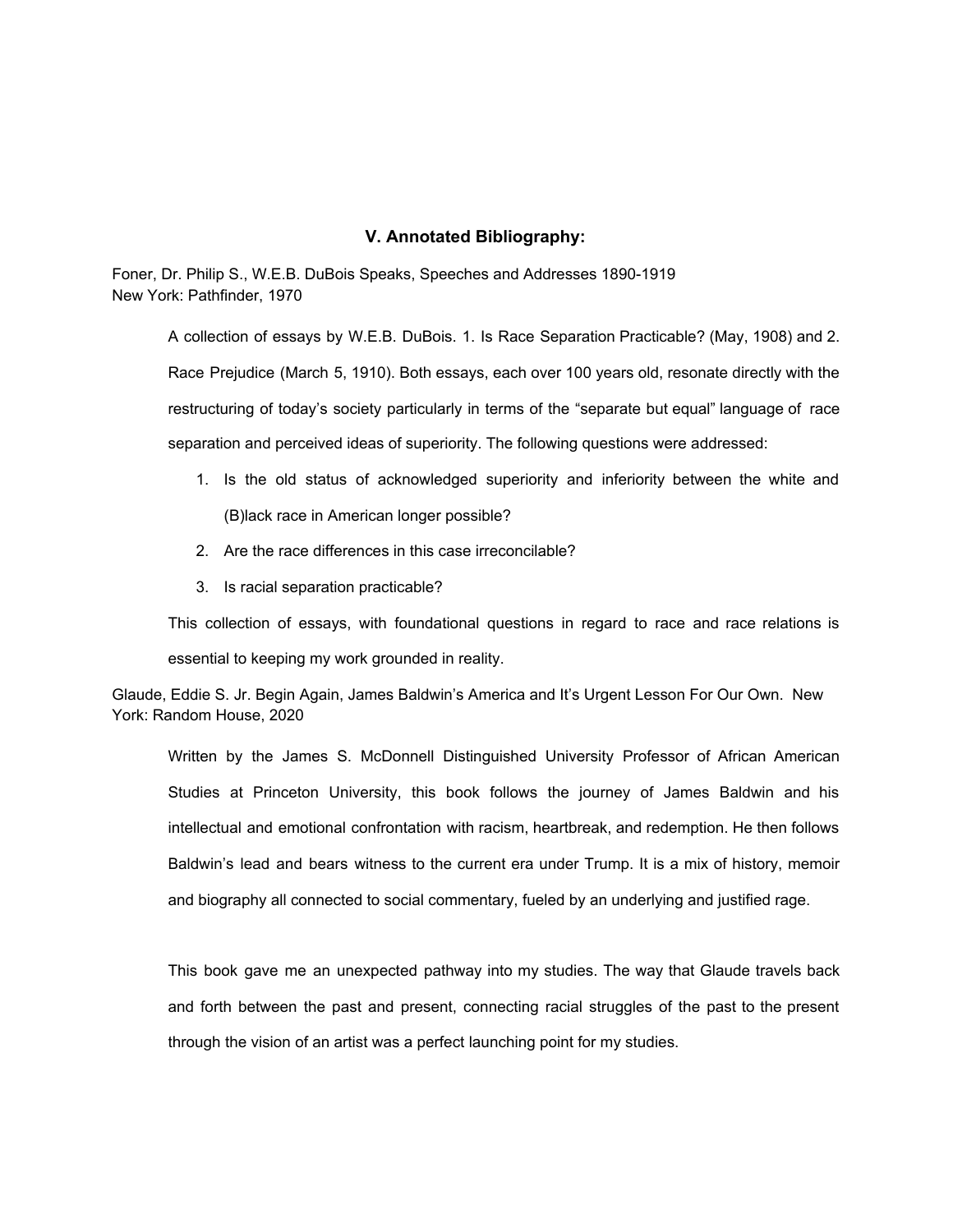## V. Annotated Bibliography:

Foner, Dr. Philip S., W.E.B. DuBois Speaks, Speeches and Addresses 1890-1919
New York: Pathfinder, 1970

> A collection of essays by W.E.B. DuBois. 1. Is Race Separation Practicable? (May, 1908) and 2. Race Prejudice (March 5, 1910). Both essays, each over 100 years old, resonate directly with the restructuring of today's society particularly in terms of the "separate but equal" language of race separation and perceived ideas of superiority. The following questions were addressed:
>
> 1. Is the old status of acknowledged superiority and inferiority between the white and (B)lack race in American longer possible?
> 2. Are the race differences in this case irreconcilable?
> 3. Is racial separation practicable?
>
> This collection of essays, with foundational questions in regard to race and race relations is essential to keeping my work grounded in reality.

Glaude, Eddie S. Jr. Begin Again, James Baldwin's America and It's Urgent Lesson For Our Own. New York: Random House, 2020

> Written by the James S. McDonnell Distinguished University Professor of African American Studies at Princeton University, this book follows the journey of James Baldwin and his intellectual and emotional confrontation with racism, heartbreak, and redemption. He then follows Baldwin's lead and bears witness to the current era under Trump. It is a mix of history, memoir and biography all connected to social commentary, fueled by an underlying and justified rage.
>
> This book gave me an unexpected pathway into my studies. The way that Glaude travels back and forth between the past and present, connecting racial struggles of the past to the present through the vision of an artist was a perfect launching point for my studies.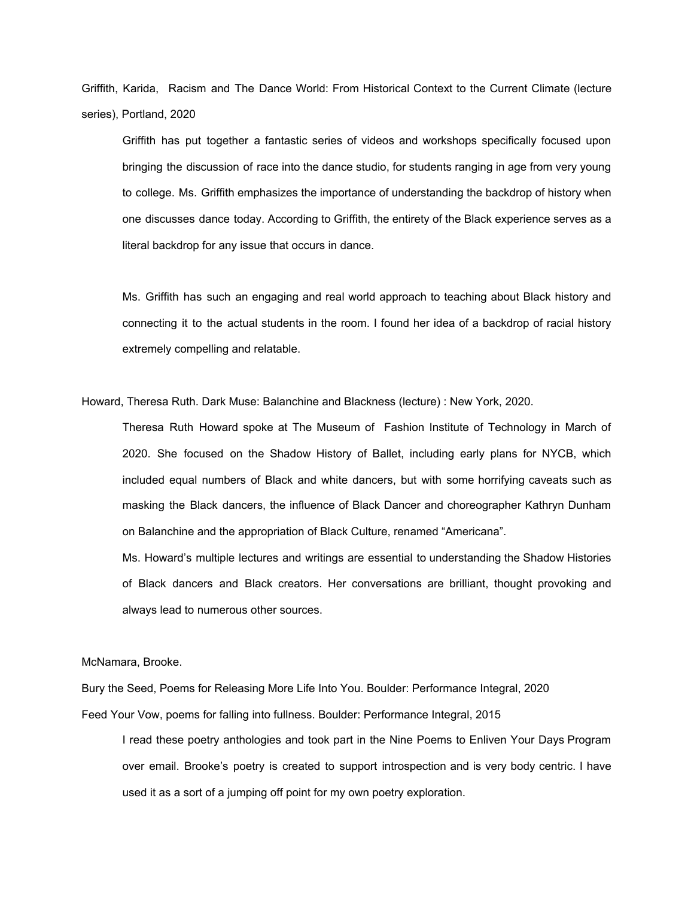Griffith, Karida, Racism and The Dance World: From Historical Context to the Current Climate (lecture series), Portland, 2020

> Griffith has put together a fantastic series of videos and workshops specifically focused upon bringing the discussion of race into the dance studio, for students ranging in age from very young to college. Ms. Griffith emphasizes the importance of understanding the backdrop of history when one discusses dance today. According to Griffith, the entirety of the Black experience serves as a literal backdrop for any issue that occurs in dance.
>
> Ms. Griffith has such an engaging and real world approach to teaching about Black history and connecting it to the actual students in the room. I found her idea of a backdrop of racial history extremely compelling and relatable.

Howard, Theresa Ruth. Dark Muse: Balanchine and Blackness (lecture) : New York, 2020.

> Theresa Ruth Howard spoke at The Museum of Fashion Institute of Technology in March of 2020. She focused on the Shadow History of Ballet, including early plans for NYCB, which included equal numbers of Black and white dancers, but with some horrifying caveats such as masking the Black dancers, the influence of Black Dancer and choreographer Kathryn Dunham on Balanchine and the appropriation of Black Culture, renamed "Americana".
>
> Ms. Howard's multiple lectures and writings are essential to understanding the Shadow Histories of Black dancers and Black creators. Her conversations are brilliant, thought provoking and always lead to numerous other sources.

McNamara, Brooke.

Bury the Seed, Poems for Releasing More Life Into You. Boulder: Performance Integral, 2020

Feed Your Vow, poems for falling into fullness. Boulder: Performance Integral, 2015

> I read these poetry anthologies and took part in the Nine Poems to Enliven Your Days Program over email. Brooke's poetry is created to support introspection and is very body centric. I have used it as a sort of a jumping off point for my own poetry exploration.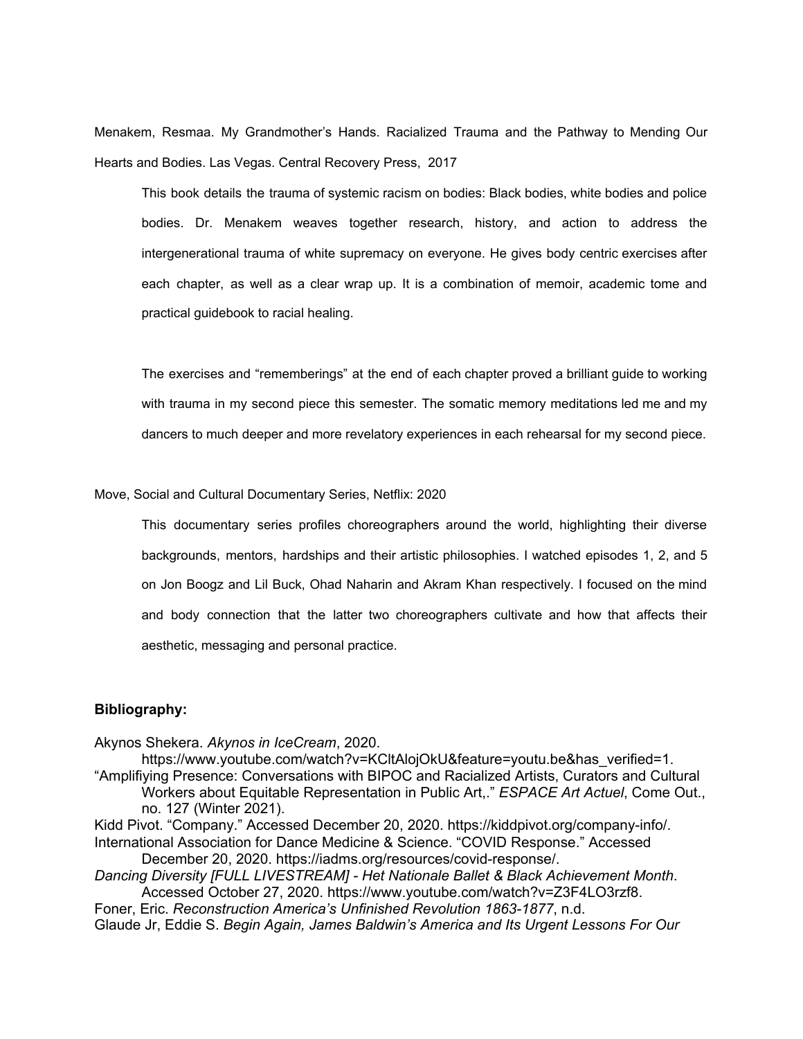Menakem, Resmaa. My Grandmother's Hands. Racialized Trauma and the Pathway to Mending Our Hearts and Bodies. Las Vegas. Central Recovery Press, 2017

> This book details the trauma of systemic racism on bodies: Black bodies, white bodies and police bodies. Dr. Menakem weaves together research, history, and action to address the intergenerational trauma of white supremacy on everyone. He gives body centric exercises after each chapter, as well as a clear wrap up. It is a combination of memoir, academic tome and practical guidebook to racial healing.
>
> The exercises and "rememberings" at the end of each chapter proved a brilliant guide to working with trauma in my second piece this semester. The somatic memory meditations led me and my dancers to much deeper and more revelatory experiences in each rehearsal for my second piece.

Move, Social and Cultural Documentary Series, Netflix: 2020

> This documentary series profiles choreographers around the world, highlighting their diverse backgrounds, mentors, hardships and their artistic philosophies. I watched episodes 1, 2, and 5 on Jon Boogz and Lil Buck, Ohad Naharin and Akram Khan respectively. I focused on the mind and body connection that the latter two choreographers cultivate and how that affects their aesthetic, messaging and personal practice.

**Bibliography:**

Akynos Shekera. *Akynos in IceCream*, 2020. https://www.youtube.com/watch?v=KCltAlojOkU&feature=youtu.be&has_verified=1.

"Amplifiying Presence: Conversations with BIPOC and Racialized Artists, Curators and Cultural Workers about Equitable Representation in Public Art,." *ESPACE Art Actuel*, Come Out., no. 127 (Winter 2021).

Kidd Pivot. "Company." Accessed December 20, 2020. https://kiddpivot.org/company-info/.

International Association for Dance Medicine & Science. "COVID Response." Accessed December 20, 2020. https://iadms.org/resources/covid-response/.

*Dancing Diversity [FULL LIVESTREAM] - Het Nationale Ballet & Black Achievement Month*. Accessed October 27, 2020. https://www.youtube.com/watch?v=Z3F4LO3rzf8.

Foner, Eric. *Reconstruction America's Unfinished Revolution 1863-1877*, n.d.

Glaude Jr, Eddie S. *Begin Again, James Baldwin's America and Its Urgent Lessons For Our*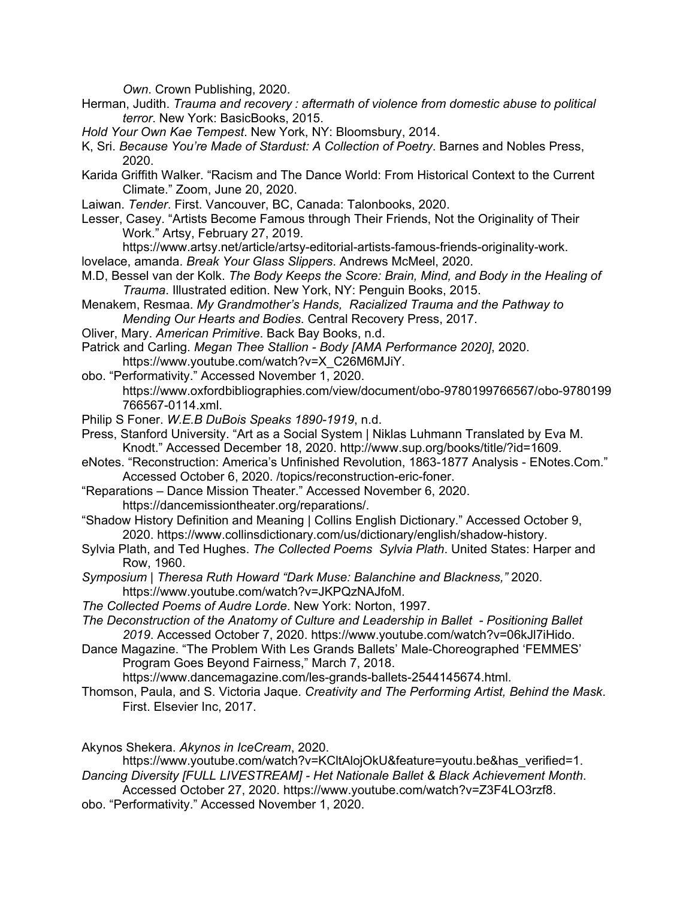*Own*. Crown Publishing, 2020.

Herman, Judith. *Trauma and recovery : aftermath of violence from domestic abuse to political terror*. New York: BasicBooks, 2015.

*Hold Your Own Kae Tempest*. New York, NY: Bloomsbury, 2014.

K, Sri. *Because You're Made of Stardust: A Collection of Poetry*. Barnes and Nobles Press, 2020.

Karida Griffith Walker. "Racism and The Dance World: From Historical Context to the Current Climate." Zoom, June 20, 2020.

Laiwan. *Tender*. First. Vancouver, BC, Canada: Talonbooks, 2020.

Lesser, Casey. "Artists Become Famous through Their Friends, Not the Originality of Their Work." Artsy, February 27, 2019. https://www.artsy.net/article/artsy-editorial-artists-famous-friends-originality-work.

lovelace, amanda. *Break Your Glass Slippers*. Andrews McMeel, 2020.

M.D, Bessel van der Kolk. *The Body Keeps the Score: Brain, Mind, and Body in the Healing of Trauma*. Illustrated edition. New York, NY: Penguin Books, 2015.

Menakem, Resmaa. *My Grandmother's Hands, Racialized Trauma and the Pathway to Mending Our Hearts and Bodies*. Central Recovery Press, 2017.

Oliver, Mary. *American Primitive*. Back Bay Books, n.d.

Patrick and Carling. *Megan Thee Stallion - Body [AMA Performance 2020]*, 2020. https://www.youtube.com/watch?v=X_C26M6MJiY.

obo. "Performativity." Accessed November 1, 2020. https://www.oxfordbibliographies.com/view/document/obo-9780199766567/obo-9780199766567-0114.xml.

Philip S Foner. *W.E.B DuBois Speaks 1890-1919*, n.d.

Press, Stanford University. "Art as a Social System | Niklas Luhmann Translated by Eva M. Knodt." Accessed December 18, 2020. http://www.sup.org/books/title/?id=1609.

eNotes. "Reconstruction: America's Unfinished Revolution, 1863-1877 Analysis - ENotes.Com." Accessed October 6, 2020. /topics/reconstruction-eric-foner.

"Reparations – Dance Mission Theater." Accessed November 6, 2020. https://dancemissiontheater.org/reparations/.

"Shadow History Definition and Meaning | Collins English Dictionary." Accessed October 9, 2020. https://www.collinsdictionary.com/us/dictionary/english/shadow-history.

Sylvia Plath, and Ted Hughes. *The Collected Poems Sylvia Plath*. United States: Harper and Row, 1960.

*Symposium | Theresa Ruth Howard "Dark Muse: Balanchine and Blackness,"* 2020. https://www.youtube.com/watch?v=JKPQzNAJfoM.

*The Collected Poems of Audre Lorde*. New York: Norton, 1997.

*The Deconstruction of the Anatomy of Culture and Leadership in Ballet - Positioning Ballet 2019*. Accessed October 7, 2020. https://www.youtube.com/watch?v=06kJl7iHido.

Dance Magazine. "The Problem With Les Grands Ballets' Male-Choreographed 'FEMMES' Program Goes Beyond Fairness," March 7, 2018. https://www.dancemagazine.com/les-grands-ballets-2544145674.html.

Thomson, Paula, and S. Victoria Jaque. *Creativity and The Performing Artist, Behind the Mask*. First. Elsevier Inc, 2017.

Akynos Shekera. *Akynos in IceCream*, 2020. https://www.youtube.com/watch?v=KCltAlojOkU&feature=youtu.be&has_verified=1.

*Dancing Diversity [FULL LIVESTREAM] - Het Nationale Ballet & Black Achievement Month*. Accessed October 27, 2020. https://www.youtube.com/watch?v=Z3F4LO3rzf8.

obo. "Performativity." Accessed November 1, 2020.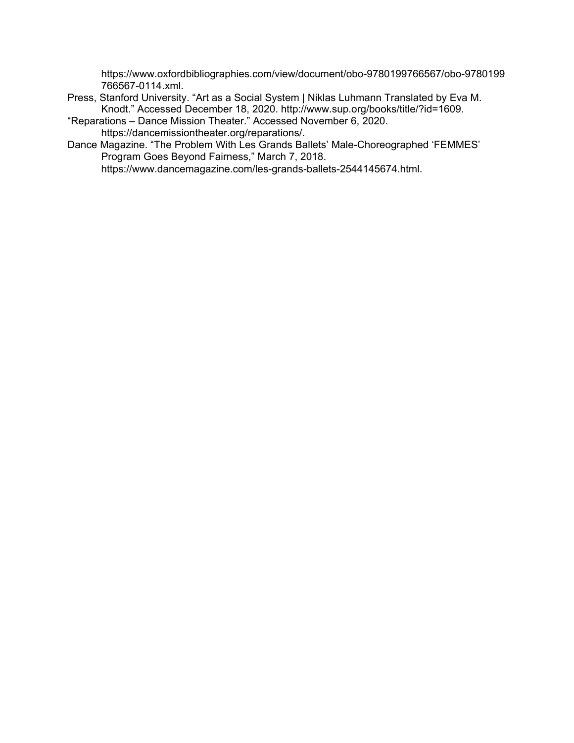https://www.oxfordbibliographies.com/view/document/obo-9780199766567/obo-9780199766567-0114.xml.

Press, Stanford University. "Art as a Social System | Niklas Luhmann Translated by Eva M. Knodt." Accessed December 18, 2020. http://www.sup.org/books/title/?id=1609.

"Reparations – Dance Mission Theater." Accessed November 6, 2020. https://dancemissiontheater.org/reparations/.

Dance Magazine. "The Problem With Les Grands Ballets' Male-Choreographed 'FEMMES' Program Goes Beyond Fairness," March 7, 2018. https://www.dancemagazine.com/les-grands-ballets-2544145674.html.